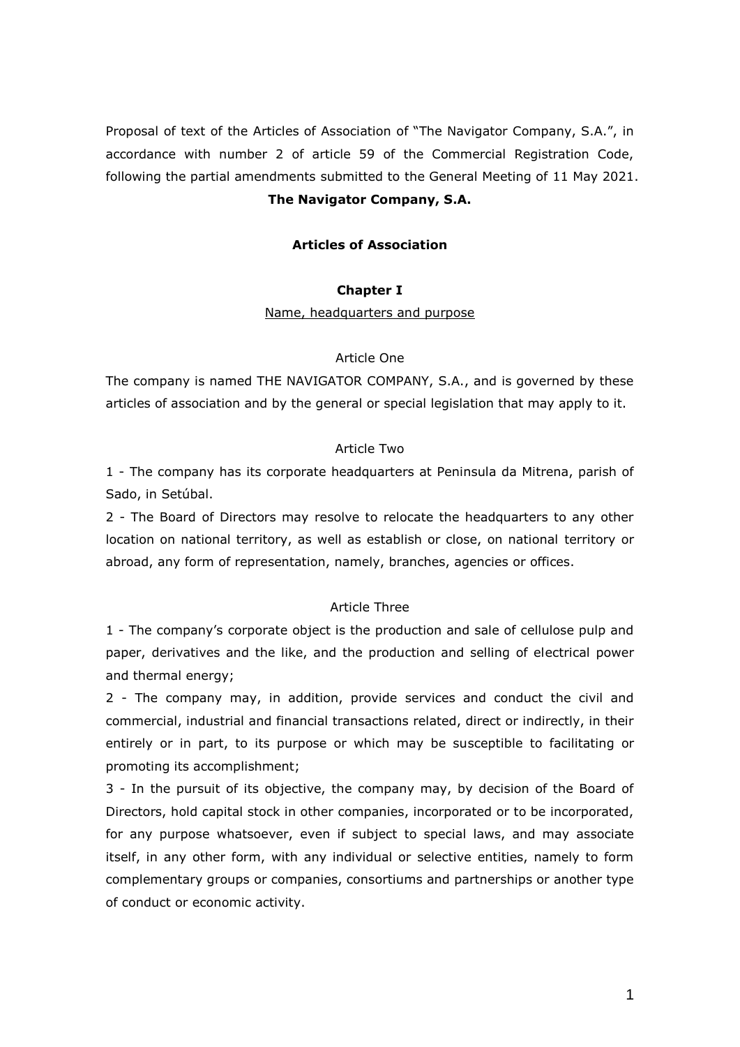Proposal of text of the Articles of Association of "The Navigator Company, S.A.", in accordance with number 2 of article 59 of the Commercial Registration Code, following the partial amendments submitted to the General Meeting of 11 May 2021.

**The Navigator Company, S.A.**

**Articles of Association**

**Chapter I**

Name, headquarters and purpose

Article One

The company is named THE NAVIGATOR COMPANY, S.A., and is governed by these articles of association and by the general or special legislation that may apply to it.

Article Two

1 - The company has its corporate headquarters at Peninsula da Mitrena, parish of Sado, in Setúbal.

2 - The Board of Directors may resolve to relocate the headquarters to any other location on national territory, as well as establish or close, on national territory or abroad, any form of representation, namely, branches, agencies or offices.

Article Three

1 - The company's corporate object is the production and sale of cellulose pulp and paper, derivatives and the like, and the production and selling of electrical power and thermal energy;

2 - The company may, in addition, provide services and conduct the civil and commercial, industrial and financial transactions related, direct or indirectly, in their entirely or in part, to its purpose or which may be susceptible to facilitating or promoting its accomplishment;

3 - In the pursuit of its objective, the company may, by decision of the Board of Directors, hold capital stock in other companies, incorporated or to be incorporated, for any purpose whatsoever, even if subject to special laws, and may associate itself, in any other form, with any individual or selective entities, namely to form complementary groups or companies, consortiums and partnerships or another type of conduct or economic activity.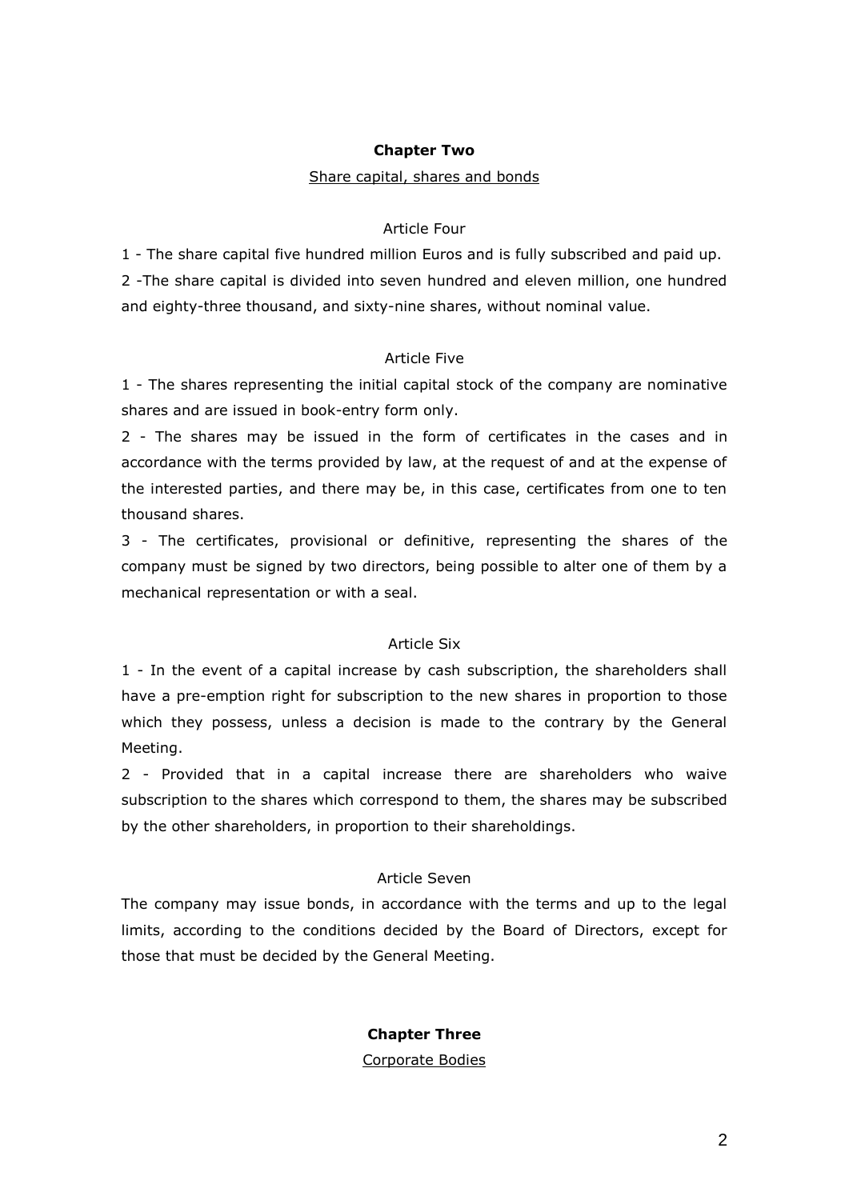## Chapter Two

Share capital, shares and bonds

### Article Four

1 - The share capital five hundred million Euros and is fully subscribed and paid up.

2 -The share capital is divided into seven hundred and eleven million, one hundred and eighty-three thousand, and sixty-nine shares, without nominal value.

### Article Five

1 - The shares representing the initial capital stock of the company are nominative shares and are issued in book-entry form only.

2 - The shares may be issued in the form of certificates in the cases and in accordance with the terms provided by law, at the request of and at the expense of the interested parties, and there may be, in this case, certificates from one to ten thousand shares.

3 - The certificates, provisional or definitive, representing the shares of the company must be signed by two directors, being possible to alter one of them by a mechanical representation or with a seal.

### Article Six

1 - In the event of a capital increase by cash subscription, the shareholders shall have a pre-emption right for subscription to the new shares in proportion to those which they possess, unless a decision is made to the contrary by the General Meeting.

2 - Provided that in a capital increase there are shareholders who waive subscription to the shares which correspond to them, the shares may be subscribed by the other shareholders, in proportion to their shareholdings.

### Article Seven

The company may issue bonds, in accordance with the terms and up to the legal limits, according to the conditions decided by the Board of Directors, except for those that must be decided by the General Meeting.

## Chapter Three

Corporate Bodies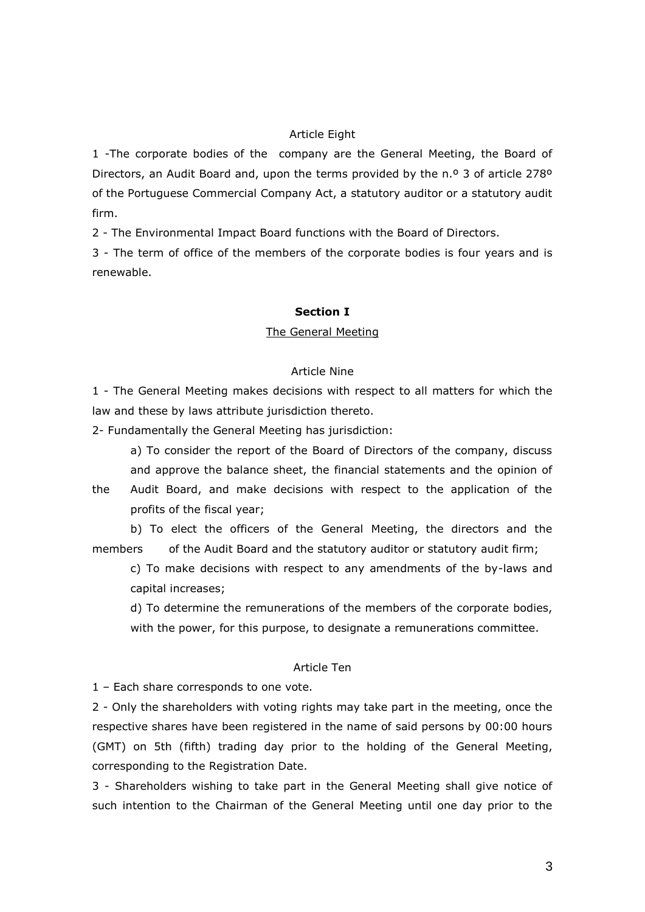Article Eight

1 -The corporate bodies of the company are the General Meeting, the Board of Directors, an Audit Board and, upon the terms provided by the n.º 3 of article 278º of the Portuguese Commercial Company Act, a statutory auditor or a statutory audit firm.

2 - The Environmental Impact Board functions with the Board of Directors.

3 - The term of office of the members of the corporate bodies is four years and is renewable.

**Section I**

The General Meeting

Article Nine

1 - The General Meeting makes decisions with respect to all matters for which the law and these by laws attribute jurisdiction thereto.

2- Fundamentally the General Meeting has jurisdiction:

a) To consider the report of the Board of Directors of the company, discuss and approve the balance sheet, the financial statements and the opinion of the Audit Board, and make decisions with respect to the application of the profits of the fiscal year;

b) To elect the officers of the General Meeting, the directors and the members of the Audit Board and the statutory auditor or statutory audit firm;

c) To make decisions with respect to any amendments of the by-laws and capital increases;

d) To determine the remunerations of the members of the corporate bodies, with the power, for this purpose, to designate a remunerations committee.

Article Ten

1 – Each share corresponds to one vote.

2 - Only the shareholders with voting rights may take part in the meeting, once the respective shares have been registered in the name of said persons by 00:00 hours (GMT) on 5th (fifth) trading day prior to the holding of the General Meeting, corresponding to the Registration Date.

3 - Shareholders wishing to take part in the General Meeting shall give notice of such intention to the Chairman of the General Meeting until one day prior to the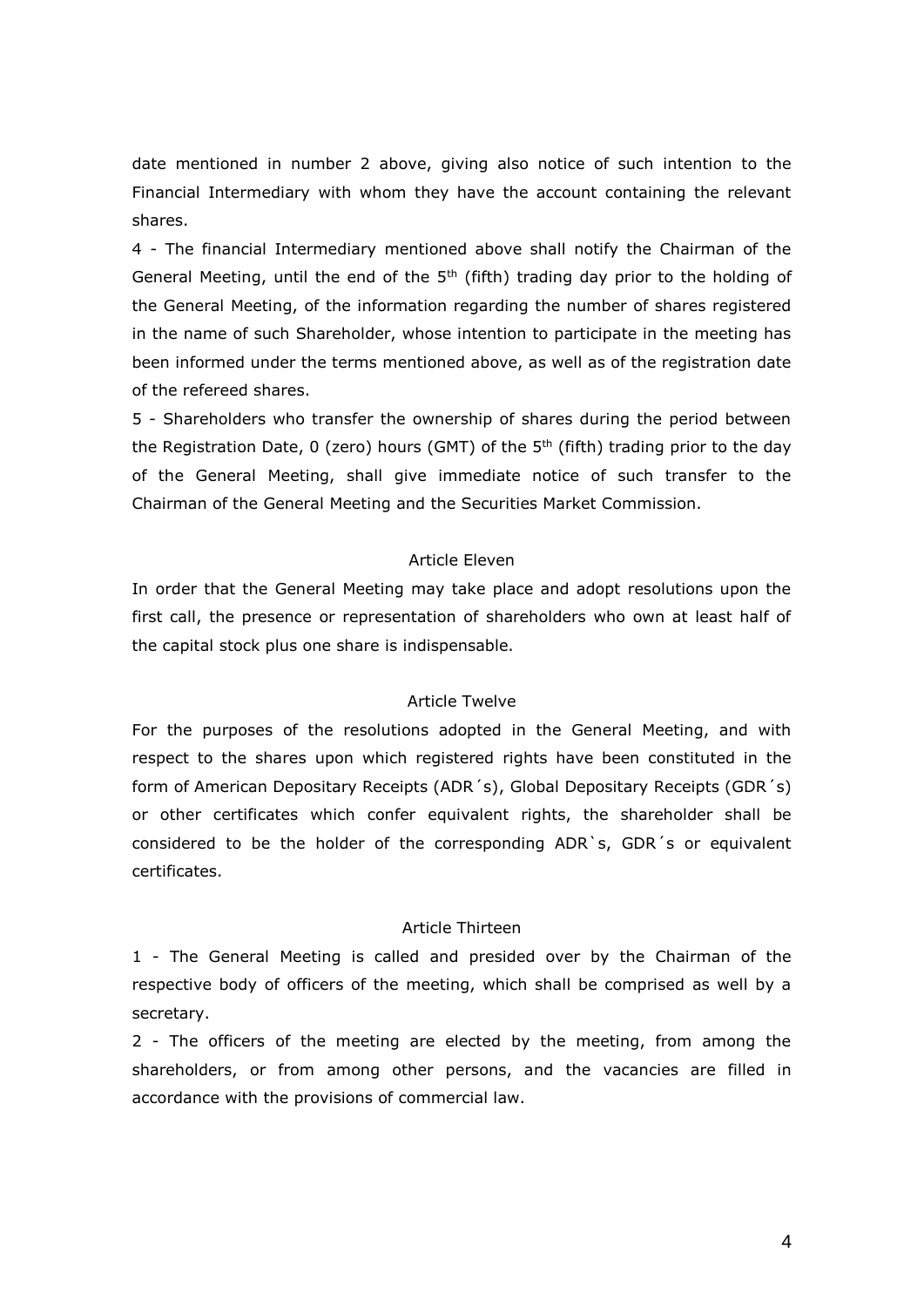date mentioned in number 2 above, giving also notice of such intention to the Financial Intermediary with whom they have the account containing the relevant shares.

4 - The financial Intermediary mentioned above shall notify the Chairman of the General Meeting, until the end of the 5th (fifth) trading day prior to the holding of the General Meeting, of the information regarding the number of shares registered in the name of such Shareholder, whose intention to participate in the meeting has been informed under the terms mentioned above, as well as of the registration date of the refereed shares.

5 - Shareholders who transfer the ownership of shares during the period between the Registration Date, 0 (zero) hours (GMT) of the 5th (fifth) trading prior to the day of the General Meeting, shall give immediate notice of such transfer to the Chairman of the General Meeting and the Securities Market Commission.

### Article Eleven

In order that the General Meeting may take place and adopt resolutions upon the first call, the presence or representation of shareholders who own at least half of the capital stock plus one share is indispensable.

### Article Twelve

For the purposes of the resolutions adopted in the General Meeting, and with respect to the shares upon which registered rights have been constituted in the form of American Depositary Receipts (ADR´s), Global Depositary Receipts (GDR´s) or other certificates which confer equivalent rights, the shareholder shall be considered to be the holder of the corresponding ADR`s, GDR´s or equivalent certificates.

### Article Thirteen

1 - The General Meeting is called and presided over by the Chairman of the respective body of officers of the meeting, which shall be comprised as well by a secretary.

2 - The officers of the meeting are elected by the meeting, from among the shareholders, or from among other persons, and the vacancies are filled in accordance with the provisions of commercial law.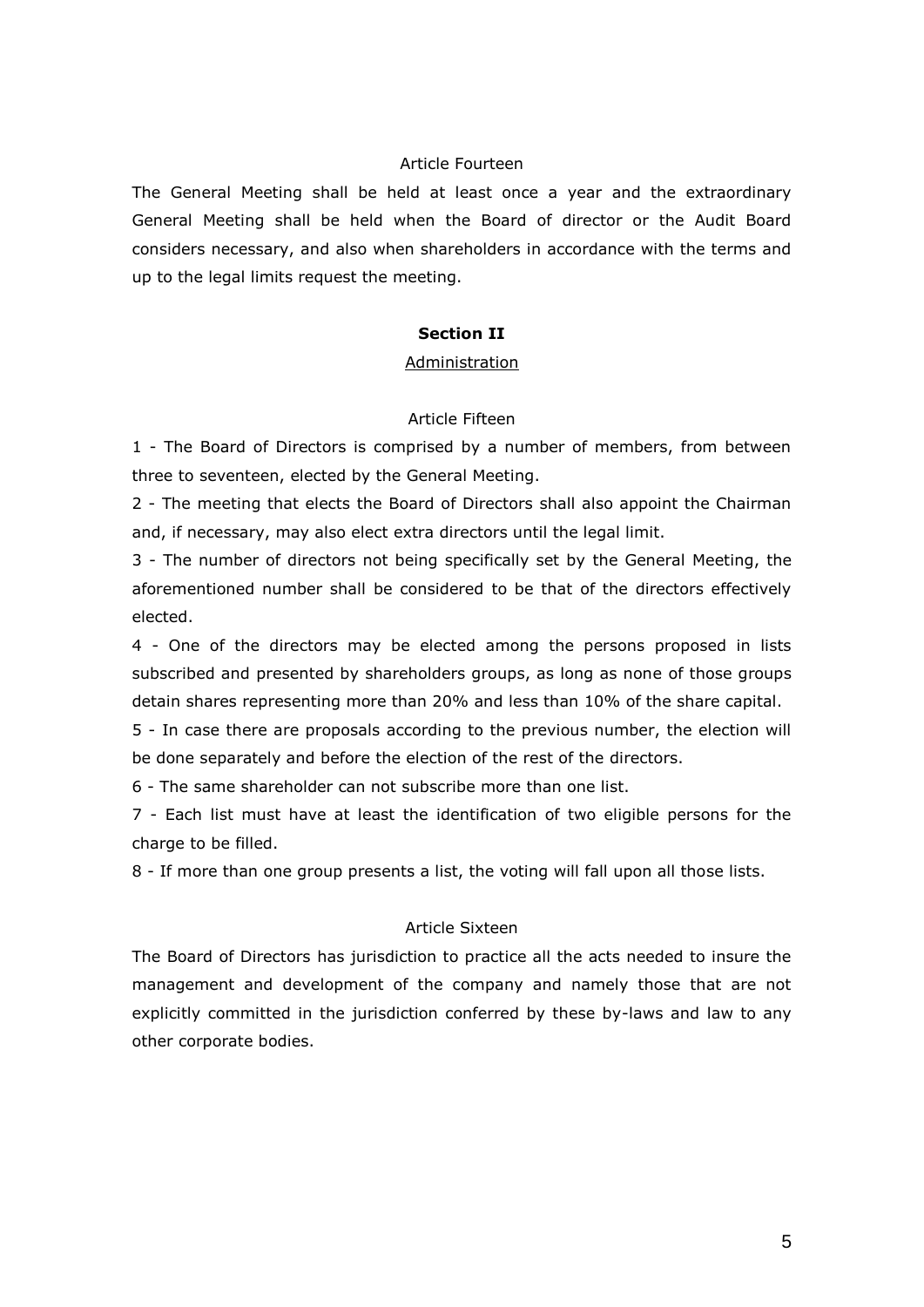Article Fourteen

The General Meeting shall be held at least once a year and the extraordinary General Meeting shall be held when the Board of director or the Audit Board considers necessary, and also when shareholders in accordance with the terms and up to the legal limits request the meeting.

## Section II

### Administration

Article Fifteen

1 - The Board of Directors is comprised by a number of members, from between three to seventeen, elected by the General Meeting.

2 - The meeting that elects the Board of Directors shall also appoint the Chairman and, if necessary, may also elect extra directors until the legal limit.

3 - The number of directors not being specifically set by the General Meeting, the aforementioned number shall be considered to be that of the directors effectively elected.

4 - One of the directors may be elected among the persons proposed in lists subscribed and presented by shareholders groups, as long as none of those groups detain shares representing more than 20% and less than 10% of the share capital.

5 - In case there are proposals according to the previous number, the election will be done separately and before the election of the rest of the directors.

6 - The same shareholder can not subscribe more than one list.

7 - Each list must have at least the identification of two eligible persons for the charge to be filled.

8 - If more than one group presents a list, the voting will fall upon all those lists.

Article Sixteen

The Board of Directors has jurisdiction to practice all the acts needed to insure the management and development of the company and namely those that are not explicitly committed in the jurisdiction conferred by these by-laws and law to any other corporate bodies.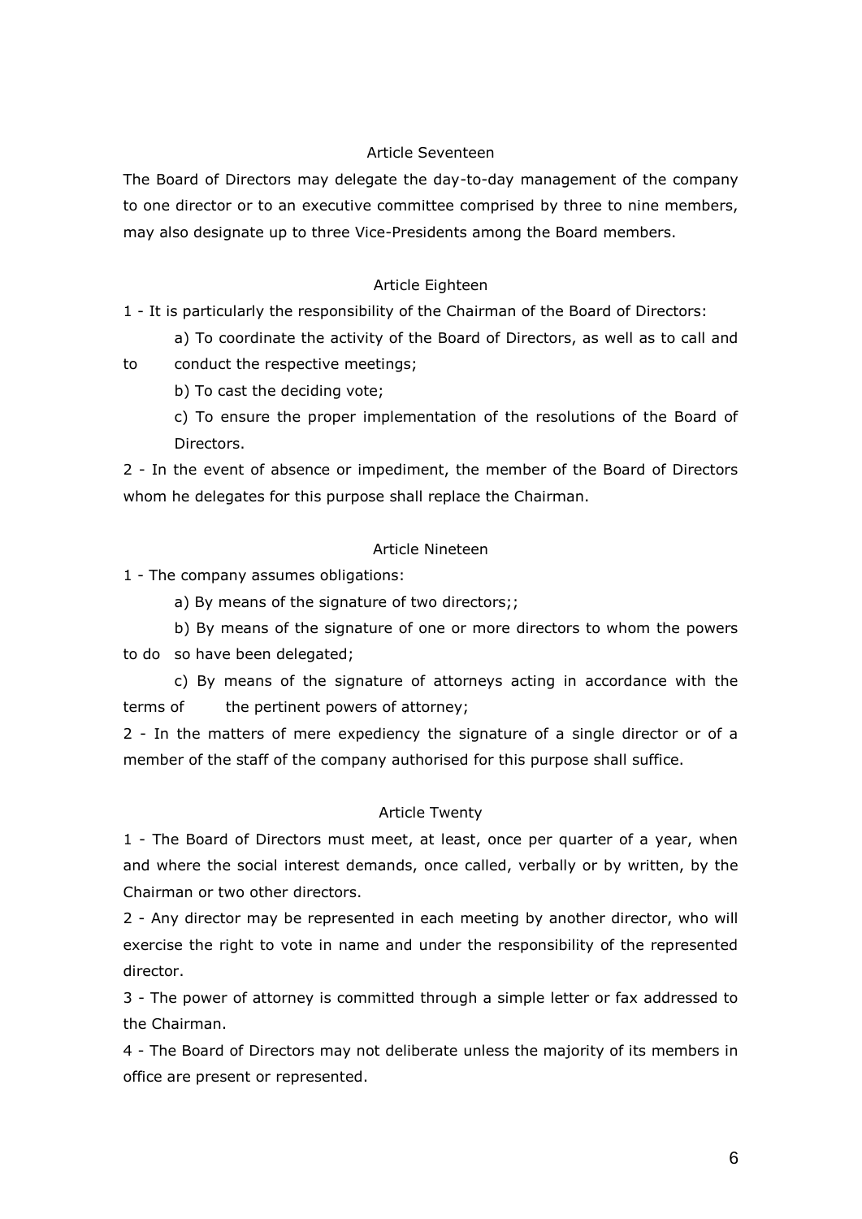### Article Seventeen

The Board of Directors may delegate the day-to-day management of the company to one director or to an executive committee comprised by three to nine members, may also designate up to three Vice-Presidents among the Board members.

### Article Eighteen

1 - It is particularly the responsibility of the Chairman of the Board of Directors:

a) To coordinate the activity of the Board of Directors, as well as to call and to conduct the respective meetings;

b) To cast the deciding vote;

c) To ensure the proper implementation of the resolutions of the Board of Directors.

2 - In the event of absence or impediment, the member of the Board of Directors whom he delegates for this purpose shall replace the Chairman.

### Article Nineteen

1 - The company assumes obligations:

a) By means of the signature of two directors;;

b) By means of the signature of one or more directors to whom the powers to do so have been delegated;

c) By means of the signature of attorneys acting in accordance with the terms of the pertinent powers of attorney;

2 - In the matters of mere expediency the signature of a single director or of a member of the staff of the company authorised for this purpose shall suffice.

### Article Twenty

1 - The Board of Directors must meet, at least, once per quarter of a year, when and where the social interest demands, once called, verbally or by written, by the Chairman or two other directors.

2 - Any director may be represented in each meeting by another director, who will exercise the right to vote in name and under the responsibility of the represented director.

3 - The power of attorney is committed through a simple letter or fax addressed to the Chairman.

4 - The Board of Directors may not deliberate unless the majority of its members in office are present or represented.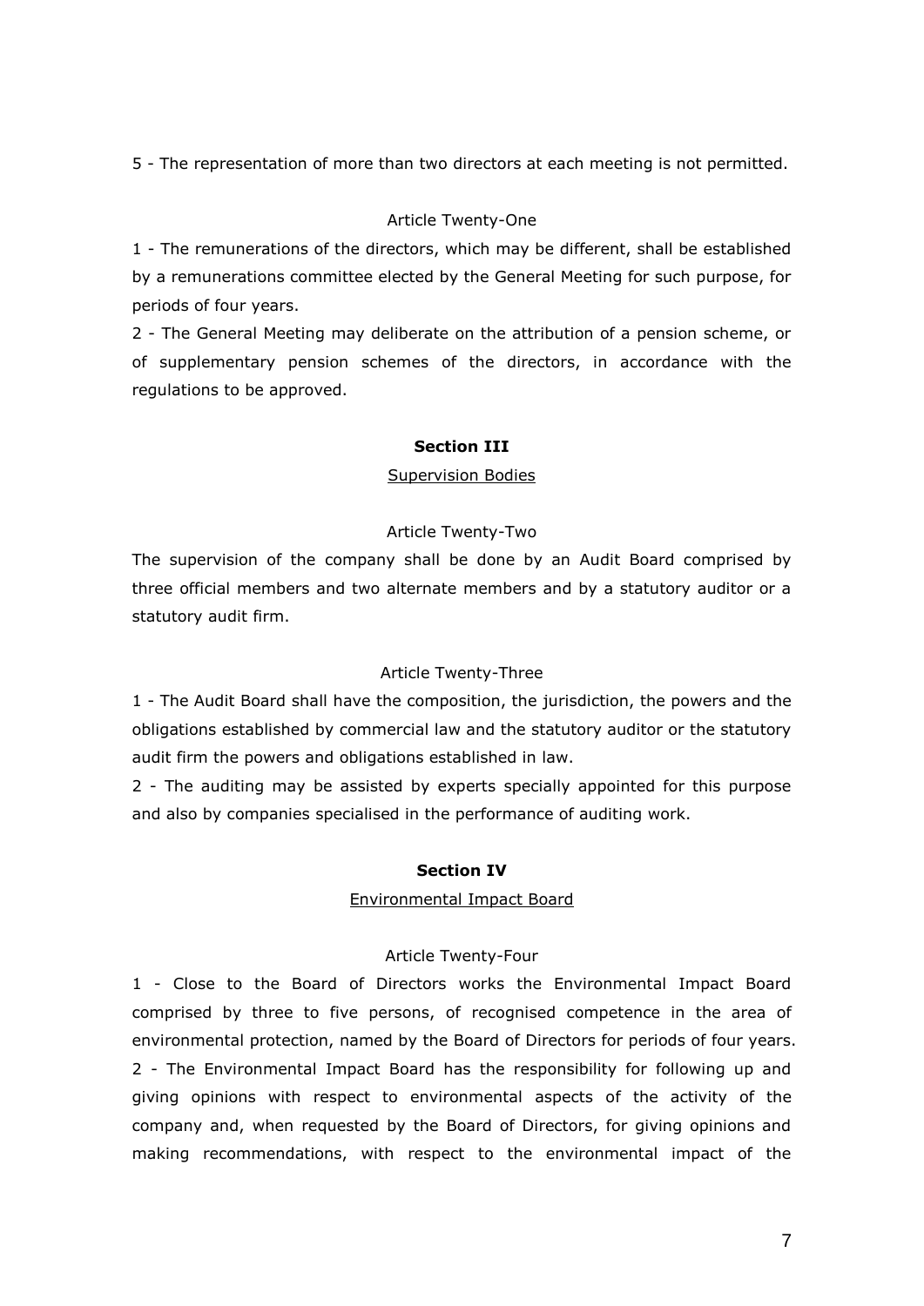5 - The representation of more than two directors at each meeting is not permitted.

Article Twenty-One

1 - The remunerations of the directors, which may be different, shall be established by a remunerations committee elected by the General Meeting for such purpose, for periods of four years.

2 - The General Meeting may deliberate on the attribution of a pension scheme, or of supplementary pension schemes of the directors, in accordance with the regulations to be approved.

## Section III

Supervision Bodies

Article Twenty-Two

The supervision of the company shall be done by an Audit Board comprised by three official members and two alternate members and by a statutory auditor or a statutory audit firm.

Article Twenty-Three

1 - The Audit Board shall have the composition, the jurisdiction, the powers and the obligations established by commercial law and the statutory auditor or the statutory audit firm the powers and obligations established in law.

2 - The auditing may be assisted by experts specially appointed for this purpose and also by companies specialised in the performance of auditing work.

## Section IV

Environmental Impact Board

Article Twenty-Four

1 - Close to the Board of Directors works the Environmental Impact Board comprised by three to five persons, of recognised competence in the area of environmental protection, named by the Board of Directors for periods of four years.

2 - The Environmental Impact Board has the responsibility for following up and giving opinions with respect to environmental aspects of the activity of the company and, when requested by the Board of Directors, for giving opinions and making recommendations, with respect to the environmental impact of the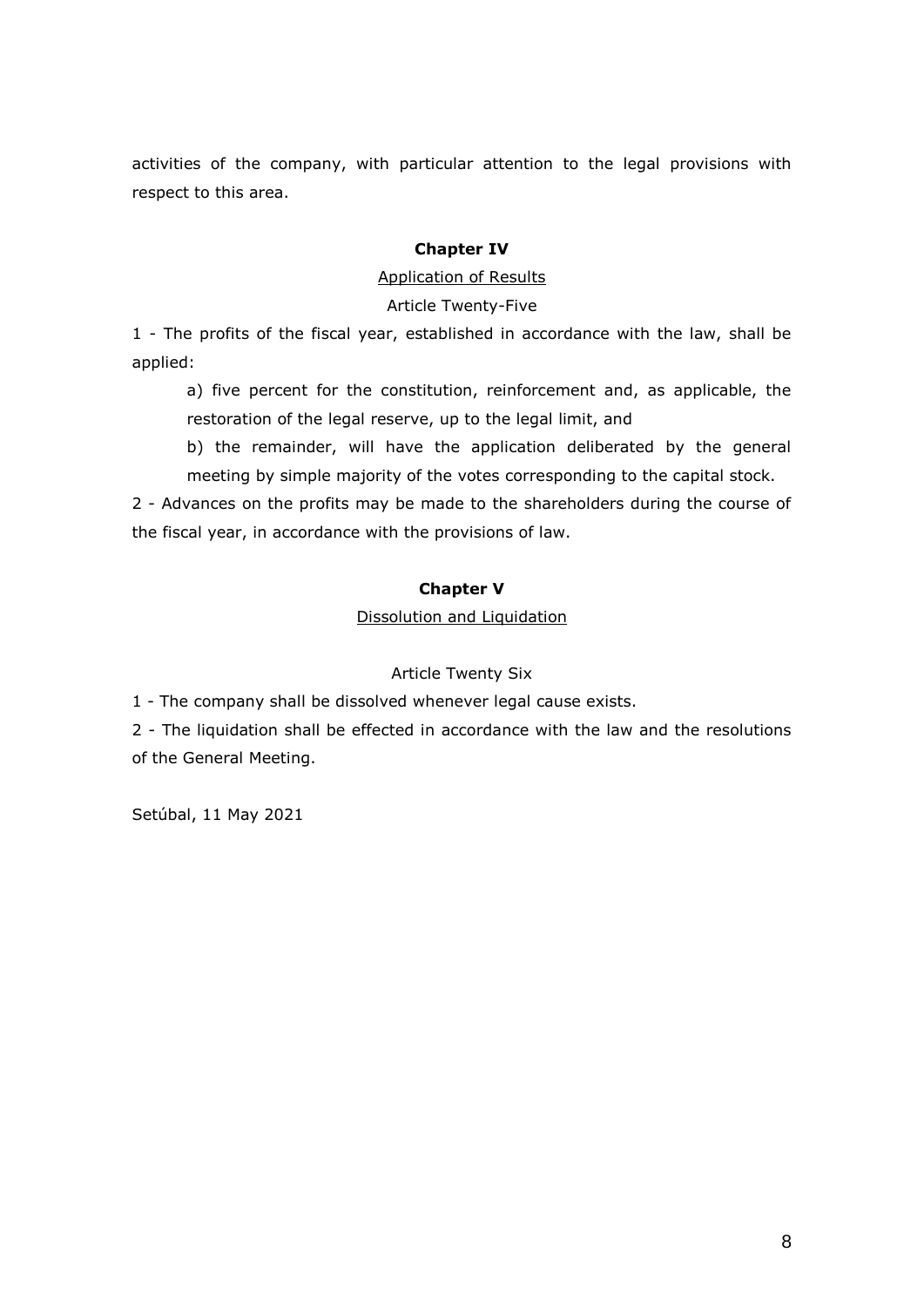activities of the company, with particular attention to the legal provisions with respect to this area.

## Chapter IV

Application of Results

Article Twenty-Five

1 - The profits of the fiscal year, established in accordance with the law, shall be applied:

a) five percent for the constitution, reinforcement and, as applicable, the restoration of the legal reserve, up to the legal limit, and

b) the remainder, will have the application deliberated by the general meeting by simple majority of the votes corresponding to the capital stock.

2 - Advances on the profits may be made to the shareholders during the course of the fiscal year, in accordance with the provisions of law.

## Chapter V

Dissolution and Liquidation

Article Twenty Six

1 - The company shall be dissolved whenever legal cause exists.

2 - The liquidation shall be effected in accordance with the law and the resolutions of the General Meeting.

Setúbal, 11 May 2021